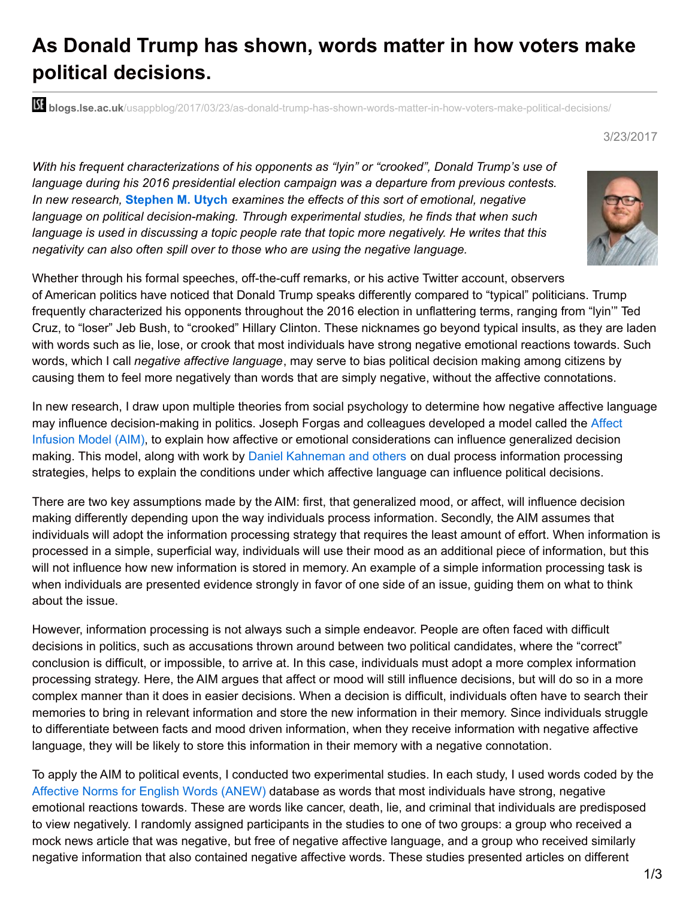# As Donald Trump has shown, words matter in how voters make political decisions.

blogs.lse.ac.uk/usappblog/2017/03/23/as-donald-trump-has-shown-words-matter-in-how-voters-make-political-decisions/

3/23/2017

*With his frequent characterizations of his opponents as "lyin" or "crooked", Donald Trump's use of language during his 2016 presidential election campaign was a departure from previous contests. In new research,* **Stephen M. Utych** *examines the effects of this sort of emotional, negative language on political decision-making. Through experimental studies, he finds that when such language is used in discussing a topic people rate that topic more negatively. He writes that this negativity can also often spill over to those who are using the negative language.*

Whether through his formal speeches, off-the-cuff remarks, or his active Twitter account, observers of American politics have noticed that Donald Trump speaks differently compared to "typical" politicians. Trump frequently characterized his opponents throughout the 2016 election in unflattering terms, ranging from "lyin'" Ted Cruz, to "loser" Jeb Bush, to "crooked" Hillary Clinton. These nicknames go beyond typical insults, as they are laden with words such as lie, lose, or crook that most individuals have strong negative emotional reactions towards. Such words, which I call *negative affective language*, may serve to bias political decision making among citizens by causing them to feel more negatively than words that are simply negative, without the affective connotations.

In new research, I draw upon multiple theories from social psychology to determine how negative affective language may influence decision-making in politics. Joseph Forgas and colleagues developed a model called the Affect Infusion Model (AIM), to explain how affective or emotional considerations can influence generalized decision making. This model, along with work by Daniel Kahneman and others on dual process information processing strategies, helps to explain the conditions under which affective language can influence political decisions.

There are two key assumptions made by the AIM: first, that generalized mood, or affect, will influence decision making differently depending upon the way individuals process information. Secondly, the AIM assumes that individuals will adopt the information processing strategy that requires the least amount of effort. When information is processed in a simple, superficial way, individuals will use their mood as an additional piece of information, but this will not influence how new information is stored in memory. An example of a simple information processing task is when individuals are presented evidence strongly in favor of one side of an issue, guiding them on what to think about the issue.

However, information processing is not always such a simple endeavor. People are often faced with difficult decisions in politics, such as accusations thrown around between two political candidates, where the "correct" conclusion is difficult, or impossible, to arrive at. In this case, individuals must adopt a more complex information processing strategy. Here, the AIM argues that affect or mood will still influence decisions, but will do so in a more complex manner than it does in easier decisions. When a decision is difficult, individuals often have to search their memories to bring in relevant information and store the new information in their memory. Since individuals struggle to differentiate between facts and mood driven information, when they receive information with negative affective language, they will be likely to store this information in their memory with a negative connotation.

To apply the AIM to political events, I conducted two experimental studies. In each study, I used words coded by the Affective Norms for English Words (ANEW) database as words that most individuals have strong, negative emotional reactions towards. These are words like cancer, death, lie, and criminal that individuals are predisposed to view negatively. I randomly assigned participants in the studies to one of two groups: a group who received a mock news article that was negative, but free of negative affective language, and a group who received similarly negative information that also contained negative affective words. These studies presented articles on different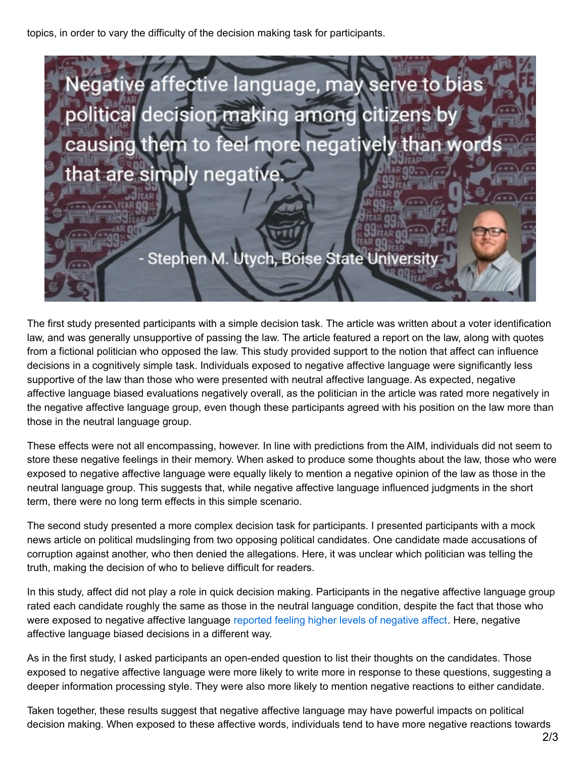topics, in order to vary the difficulty of the decision making task for participants.

> Negative affective language, may serve to bias political decision making among citizens by causing them to feel more negatively than words that are simply negative.
>
> \- Stephen M. Utych, Boise State University

The first study presented participants with a simple decision task. The article was written about a voter identification law, and was generally unsupportive of passing the law. The article featured a report on the law, along with quotes from a fictional politician who opposed the law. This study provided support to the notion that affect can influence decisions in a cognitively simple task. Individuals exposed to negative affective language were significantly less supportive of the law than those who were presented with neutral affective language. As expected, negative affective language biased evaluations negatively overall, as the politician in the article was rated more negatively in the negative affective language group, even though these participants agreed with his position on the law more than those in the neutral language group.

These effects were not all encompassing, however. In line with predictions from the AIM, individuals did not seem to store these negative feelings in their memory. When asked to produce some thoughts about the law, those who were exposed to negative affective language were equally likely to mention a negative opinion of the law as those in the neutral language group. This suggests that, while negative affective language influenced judgments in the short term, there were no long term effects in this simple scenario.

The second study presented a more complex decision task for participants. I presented participants with a mock news article on political mudslinging from two opposing political candidates. One candidate made accusations of corruption against another, who then denied the allegations. Here, it was unclear which politician was telling the truth, making the decision of who to believe difficult for readers.

In this study, affect did not play a role in quick decision making. Participants in the negative affective language group rated each candidate roughly the same as those in the neutral language condition, despite the fact that those who were exposed to negative affective language reported feeling higher levels of negative affect. Here, negative affective language biased decisions in a different way.

As in the first study, I asked participants an open-ended question to list their thoughts on the candidates. Those exposed to negative affective language were more likely to write more in response to these questions, suggesting a deeper information processing style. They were also more likely to mention negative reactions to either candidate.

Taken together, these results suggest that negative affective language may have powerful impacts on political decision making. When exposed to these affective words, individuals tend to have more negative reactions towards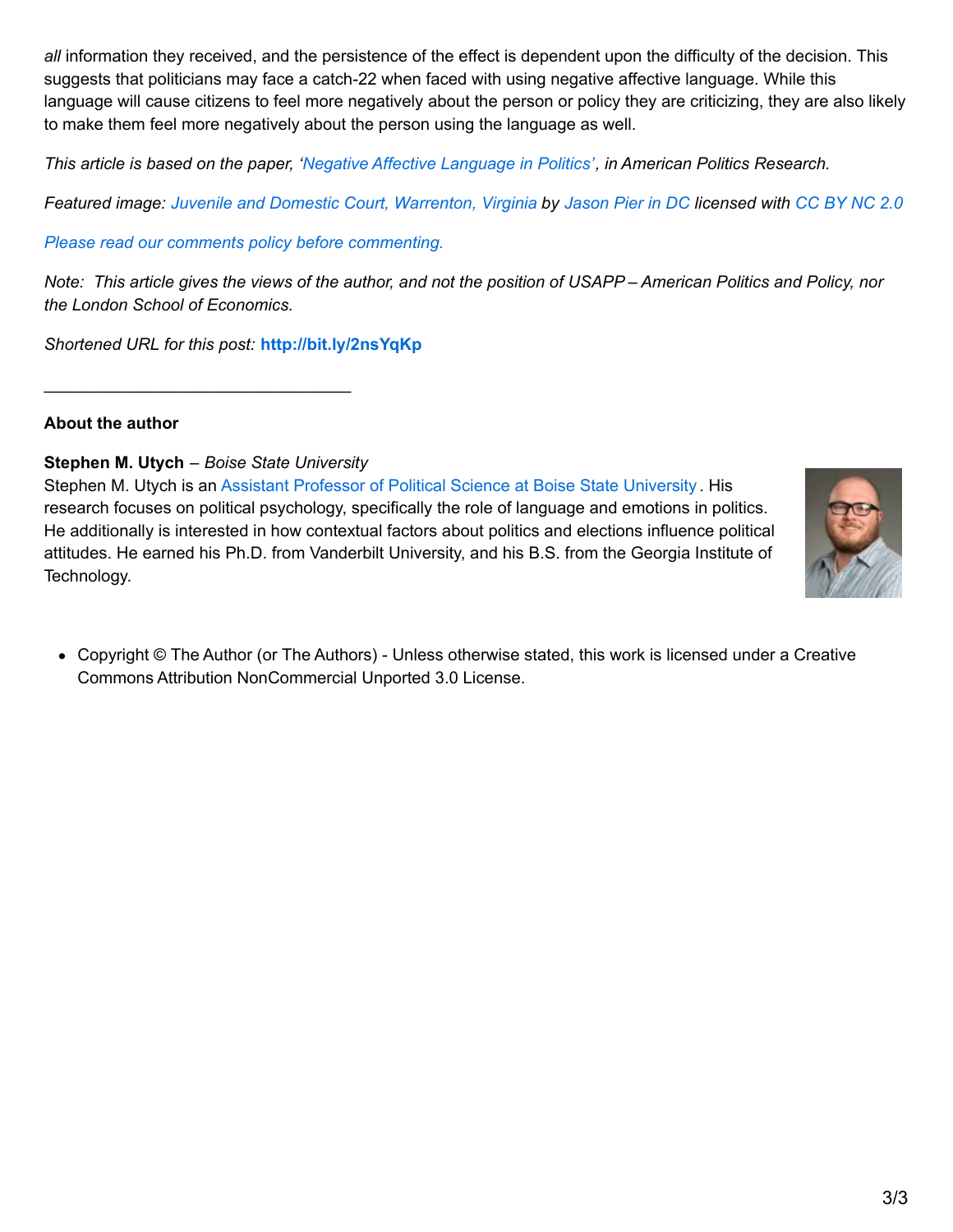*all* information they received, and the persistence of the effect is dependent upon the difficulty of the decision. This suggests that politicians may face a catch-22 when faced with using negative affective language. While this language will cause citizens to feel more negatively about the person or policy they are criticizing, they are also likely to make them feel more negatively about the person using the language as well.

*This article is based on the paper, 'Negative Affective Language in Politics', in American Politics Research.*

*Featured image: Juvenile and Domestic Court, Warrenton, Virginia by Jason Pier in DC licensed with CC BY NC 2.0*

*Please read our comments policy before commenting.*

*Note: This article gives the views of the author, and not the position of USAPP – American Politics and Policy, nor the London School of Economics.*

*Shortened URL for this post:* **http://bit.ly/2nsYqKp**

\_\_\_\_\_\_\_\_\_\_\_\_\_\_\_\_\_\_\_\_\_\_\_\_\_\_\_\_\_\_\_\_\_

**About the author**

**Stephen M. Utych** – *Boise State University*
Stephen M. Utych is an Assistant Professor of Political Science at Boise State University. His research focuses on political psychology, specifically the role of language and emotions in politics. He additionally is interested in how contextual factors about politics and elections influence political attitudes. He earned his Ph.D. from Vanderbilt University, and his B.S. from the Georgia Institute of Technology.

- Copyright © The Author (or The Authors) - Unless otherwise stated, this work is licensed under a Creative Commons Attribution NonCommercial Unported 3.0 License.